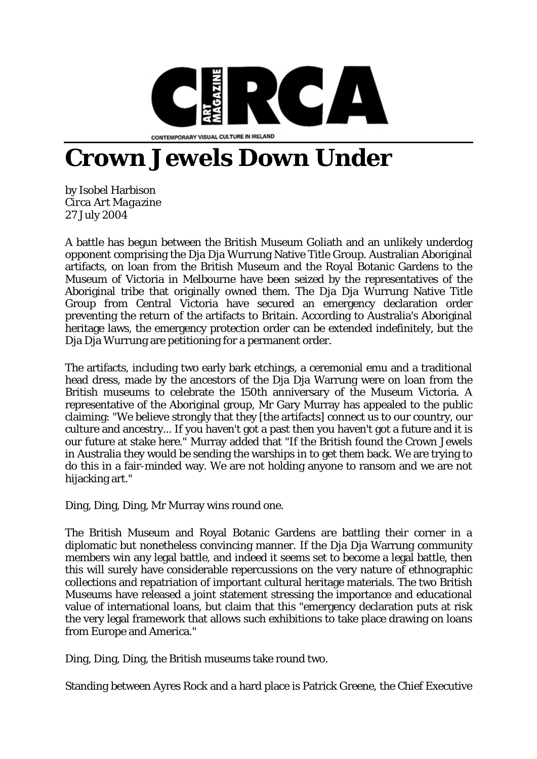CIRCA ART MAGAZINE

CONTEMPORARY VISUAL CULTURE IN IRELAND

# Crown Jewels Down Under

by Isobel Harbison
*Circa Art Magazine*
27 July 2004

A battle has begun between the British Museum Goliath and an unlikely underdog opponent comprising the Dja Dja Wurrung Native Title Group. Australian Aboriginal artifacts, on loan from the British Museum and the Royal Botanic Gardens to the Museum of Victoria in Melbourne have been seized by the representatives of the Aboriginal tribe that originally owned them. The Dja Dja Wurrung Native Title Group from Central Victoria have secured an emergency declaration order preventing the return of the artifacts to Britain. According to Australia's Aboriginal heritage laws, the emergency protection order can be extended indefinitely, but the Dja Dja Wurrung are petitioning for a permanent order.

The artifacts, including two early bark etchings, a ceremonial emu and a traditional head dress, made by the ancestors of the Dja Dja Warrung were on loan from the British museums to celebrate the 150th anniversary of the Museum Victoria. A representative of the Aboriginal group, Mr Gary Murray has appealed to the public claiming: "We believe strongly that they [the artifacts] connect us to our country, our culture and ancestry... If you haven't got a past then you haven't got a future and it is our future at stake here." Murray added that "If the British found the Crown Jewels in Australia they would be sending the warships in to get them back. We are trying to do this in a fair-minded way. We are not holding anyone to ransom and we are not hijacking art."

Ding, Ding, Ding, Mr Murray wins round one.

The British Museum and Royal Botanic Gardens are battling their corner in a diplomatic but nonetheless convincing manner. If the Dja Dja Warrung community members win any legal battle, and indeed it seems set to become a legal battle, then this will surely have considerable repercussions on the very nature of ethnographic collections and repatriation of important cultural heritage materials. The two British Museums have released a joint statement stressing the importance and educational value of international loans, but claim that this "emergency declaration puts at risk the very legal framework that allows such exhibitions to take place drawing on loans from Europe and America."

Ding, Ding, Ding, the British museums take round two.

Standing between Ayres Rock and a hard place is Patrick Greene, the Chief Executive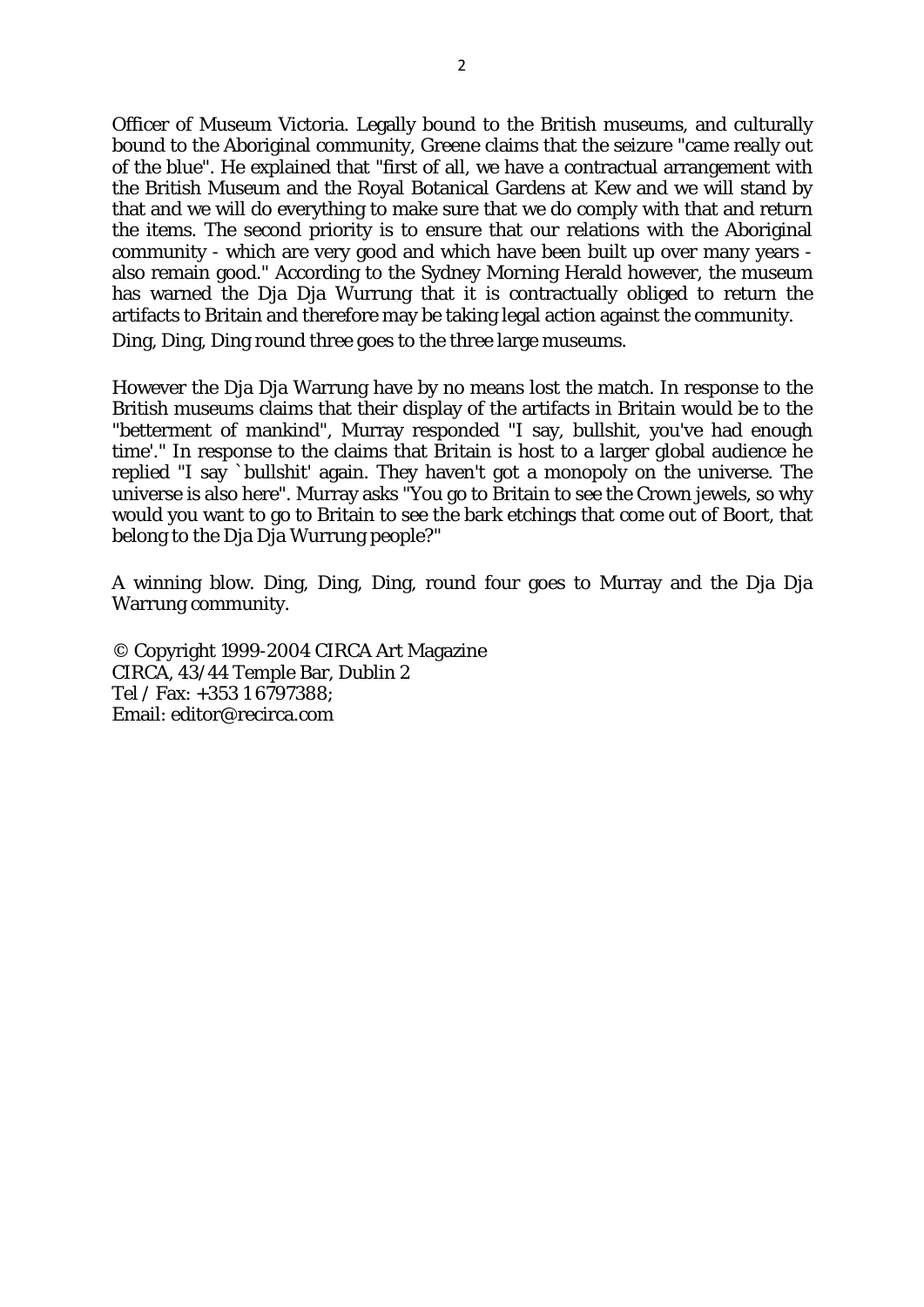Officer of Museum Victoria. Legally bound to the British museums, and culturally bound to the Aboriginal community, Greene claims that the seizure "came really out of the blue". He explained that "first of all, we have a contractual arrangement with the British Museum and the Royal Botanical Gardens at Kew and we will stand by that and we will do everything to make sure that we do comply with that and return the items. The second priority is to ensure that our relations with the Aboriginal community - which are very good and which have been built up over many years - also remain good." According to the Sydney Morning Herald however, the museum has warned the Dja Dja Wurrung that it is contractually obliged to return the artifacts to Britain and therefore may be taking legal action against the community.
Ding, Ding, Ding round three goes to the three large museums.

However the Dja Dja Warrung have by no means lost the match. In response to the British museums claims that their display of the artifacts in Britain would be to the "betterment of mankind", Murray responded "I say, bullshit, you've had enough time'." In response to the claims that Britain is host to a larger global audience he replied "I say `bullshit' again. They haven't got a monopoly on the universe. The universe is also here". Murray asks "You go to Britain to see the Crown jewels, so why would you want to go to Britain to see the bark etchings that come out of Boort, that belong to the Dja Dja Wurrung people?"

A winning blow. Ding, Ding, Ding, round four goes to Murray and the Dja Dja Warrung community.

© Copyright 1999-2004 CIRCA Art Magazine
CIRCA, 43/44 Temple Bar, Dublin 2
Tel / Fax: +353 1 6797388;
Email: editor@recirca.com